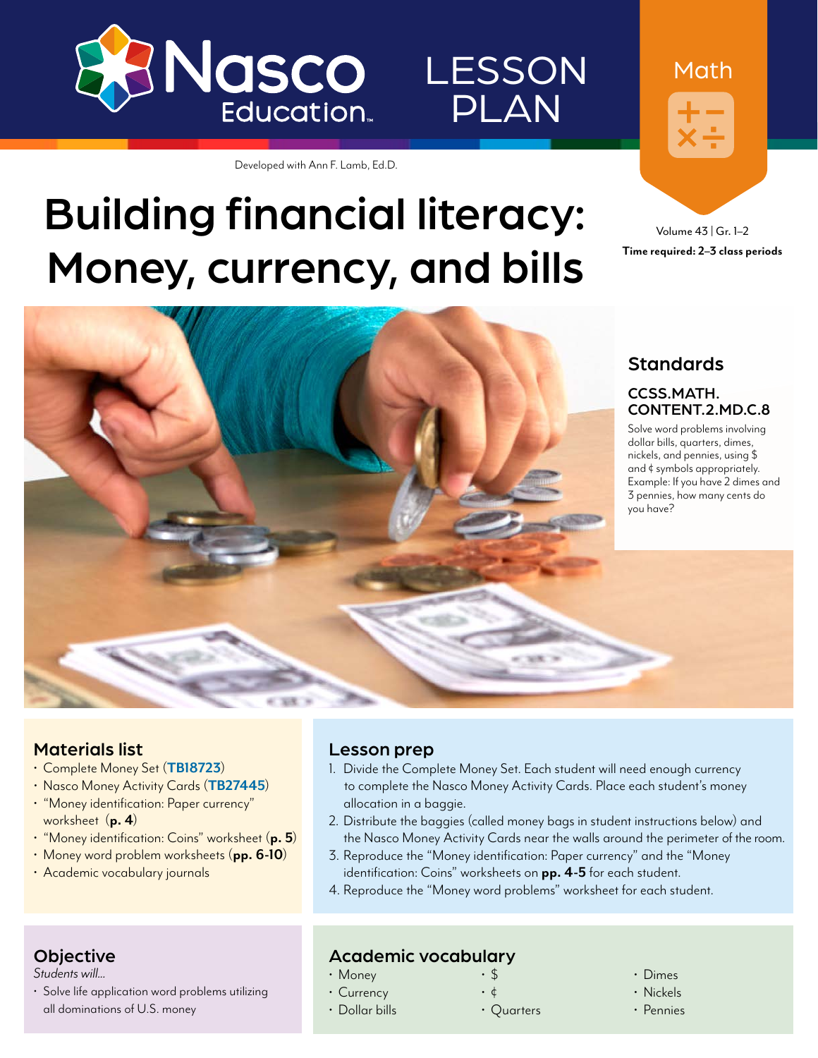Nasco Education

LESSON PLAN

Math

Developed with Ann F. Lamb, Ed.D.

# Building financial literacy: Money, currency, and bills

Volume 43 | Gr. 1–2

**Time required: 2–3 class periods**

## Standards

### CCSS.MATH.CONTENT.2.MD.C.8

Solve word problems involving dollar bills, quarters, dimes, nickels, and pennies, using $ and ¢ symbols appropriately. Example: If you have 2 dimes and 3 pennies, how many cents do you have?

## Materials list

- Complete Money Set (**TB18723**)
- Nasco Money Activity Cards (**TB27445**)
- "Money identification: Paper currency" worksheet (**p. 4**)
- "Money identification: Coins" worksheet (**p. 5**)
- Money word problem worksheets (**pp. 6-10**)
- Academic vocabulary journals

## Lesson prep

1. Divide the Complete Money Set. Each student will need enough currency to complete the Nasco Money Activity Cards. Place each student's money allocation in a baggie.
2. Distribute the baggies (called money bags in student instructions below) and the Nasco Money Activity Cards near the walls around the perimeter of the room.
3. Reproduce the "Money identification: Paper currency" and the "Money identification: Coins" worksheets on **pp. 4-5** for each student.
4. Reproduce the "Money word problems" worksheet for each student.

## Objective

*Students will...*

- Solve life application word problems utilizing all dominations of U.S. money

## Academic vocabulary

- Money
- Currency
- Dollar bills
- $
- ¢
- Quarters
- Dimes
- Nickels
- Pennies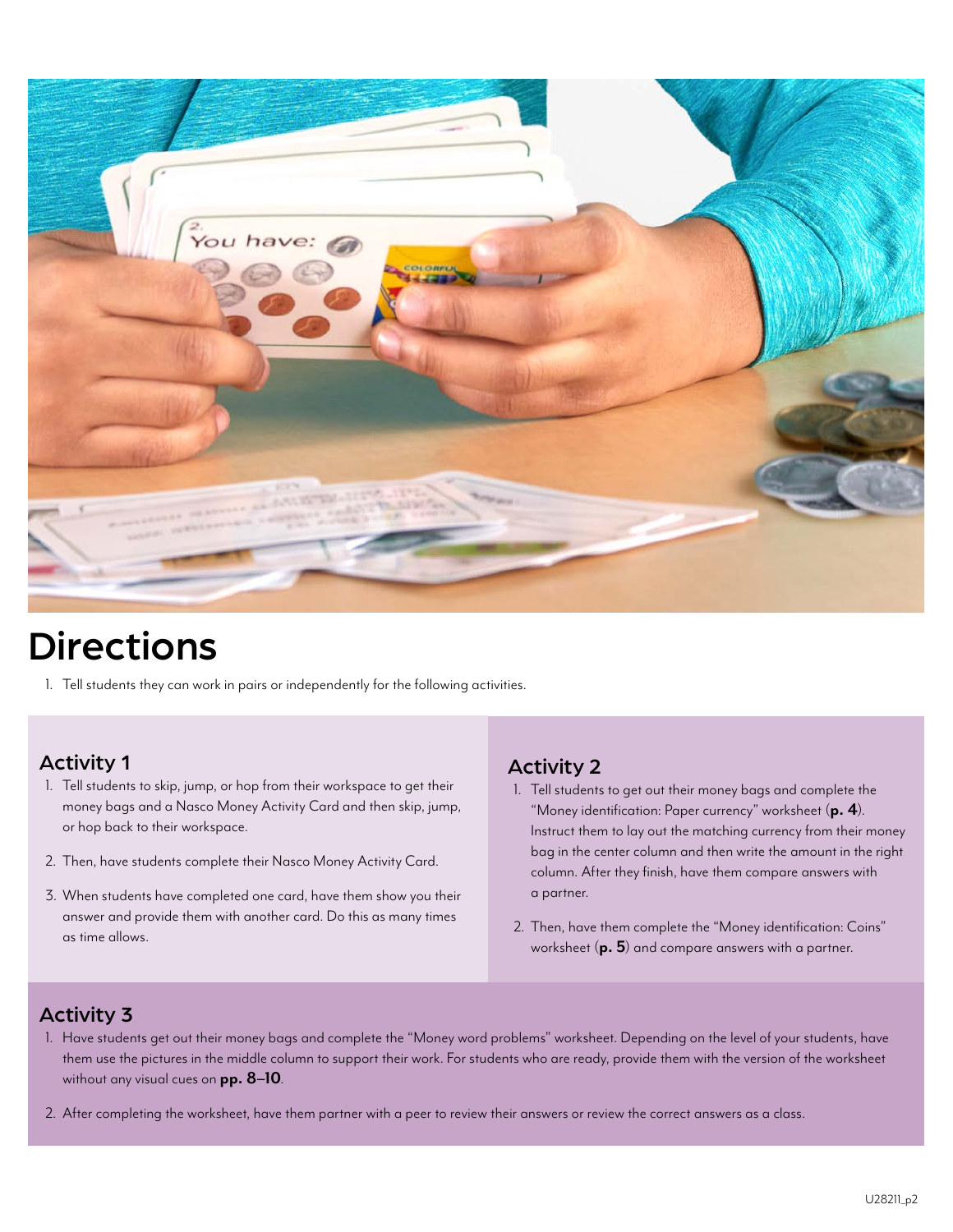# Directions

1. Tell students they can work in pairs or independently for the following activities.

## Activity 1

1. Tell students to skip, jump, or hop from their workspace to get their money bags and a Nasco Money Activity Card and then skip, jump, or hop back to their workspace.
2. Then, have students complete their Nasco Money Activity Card.
3. When students have completed one card, have them show you their answer and provide them with another card. Do this as many times as time allows.

## Activity 2

1. Tell students to get out their money bags and complete the "Money identification: Paper currency" worksheet (**p. 4**). Instruct them to lay out the matching currency from their money bag in the center column and then write the amount in the right column. After they finish, have them compare answers with a partner.
2. Then, have them complete the "Money identification: Coins" worksheet (**p. 5**) and compare answers with a partner.

## Activity 3

1. Have students get out their money bags and complete the "Money word problems" worksheet. Depending on the level of your students, have them use the pictures in the middle column to support their work. For students who are ready, provide them with the version of the worksheet without any visual cues on **pp. 8–10**.
2. After completing the worksheet, have them partner with a peer to review their answers or review the correct answers as a class.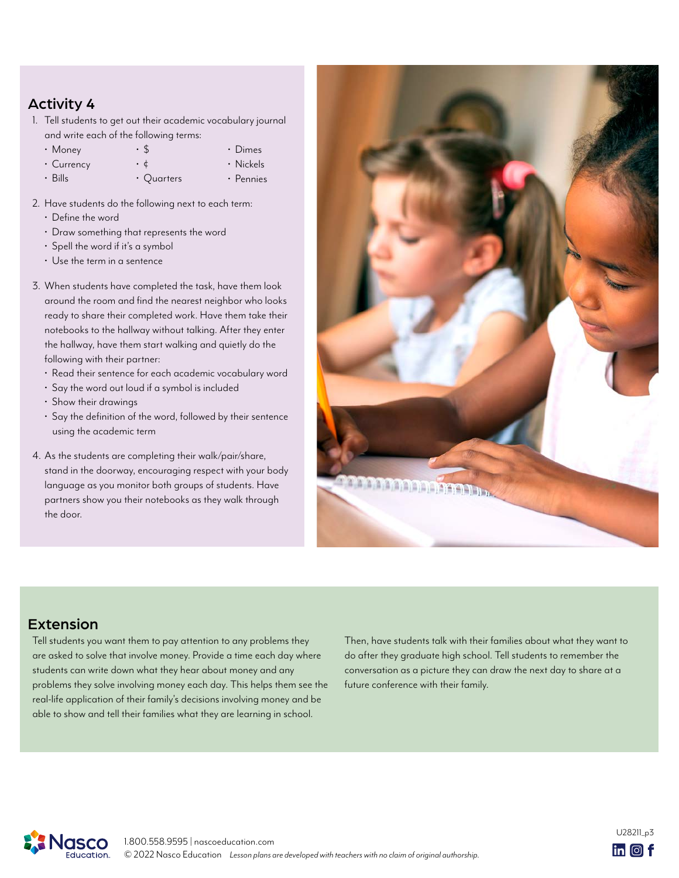## Activity 4

1. Tell students to get out their academic vocabulary journal and write each of the following terms:
   - Money
   - Currency
   - Bills
   - $
   - ¢
   - Quarters
   - Dimes
   - Nickels
   - Pennies
2. Have students do the following next to each term:
   - Define the word
   - Draw something that represents the word
   - Spell the word if it's a symbol
   - Use the term in a sentence
3. When students have completed the task, have them look around the room and find the nearest neighbor who looks ready to share their completed work. Have them take their notebooks to the hallway without talking. After they enter the hallway, have them start walking and quietly do the following with their partner:
   - Read their sentence for each academic vocabulary word
   - Say the word out loud if a symbol is included
   - Show their drawings
   - Say the definition of the word, followed by their sentence using the academic term
4. As the students are completing their walk/pair/share, stand in the doorway, encouraging respect with your body language as you monitor both groups of students. Have partners show you their notebooks as they walk through the door.

## Extension

Tell students you want them to pay attention to any problems they are asked to solve that involve money. Provide a time each day where students can write down what they hear about money and any problems they solve involving money each day. This helps them see the real-life application of their family's decisions involving money and be able to show and tell their families what they are learning in school.

Then, have students talk with their families about what they want to do after they graduate high school. Tell students to remember the conversation as a picture they can draw the next day to share at a future conference with their family.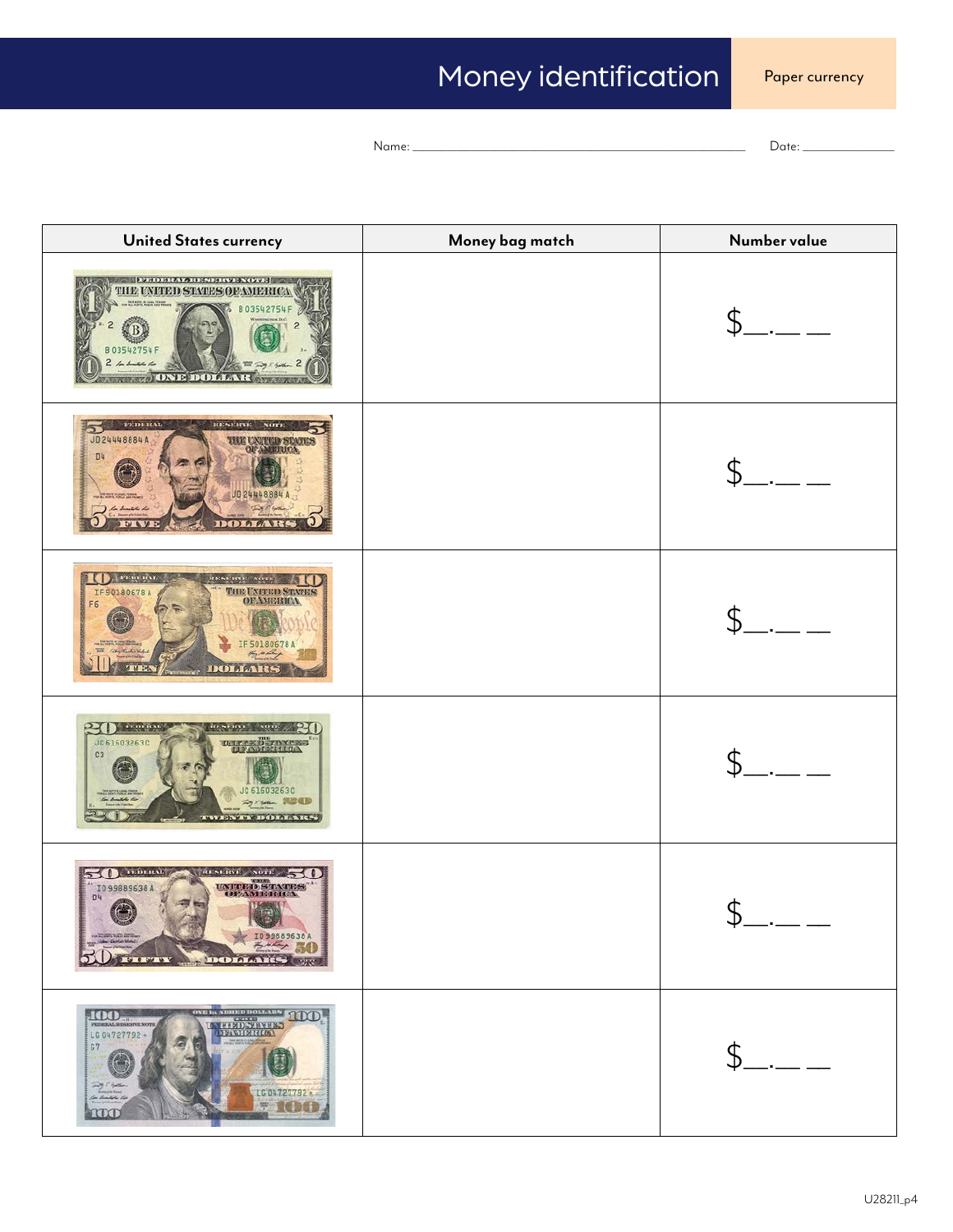# Money identification

Paper currency

Name: ______________________________ Date: ______________

| United States currency | Money bag match | Number value |
|---|---|---|
| | | $__.__ __ |
| | | $__.__ __ |
| | | $__.__ __ |
| | | $__.__ __ |
| | | $__.__ __ |
| | | $__.__ __ |

U28211_p4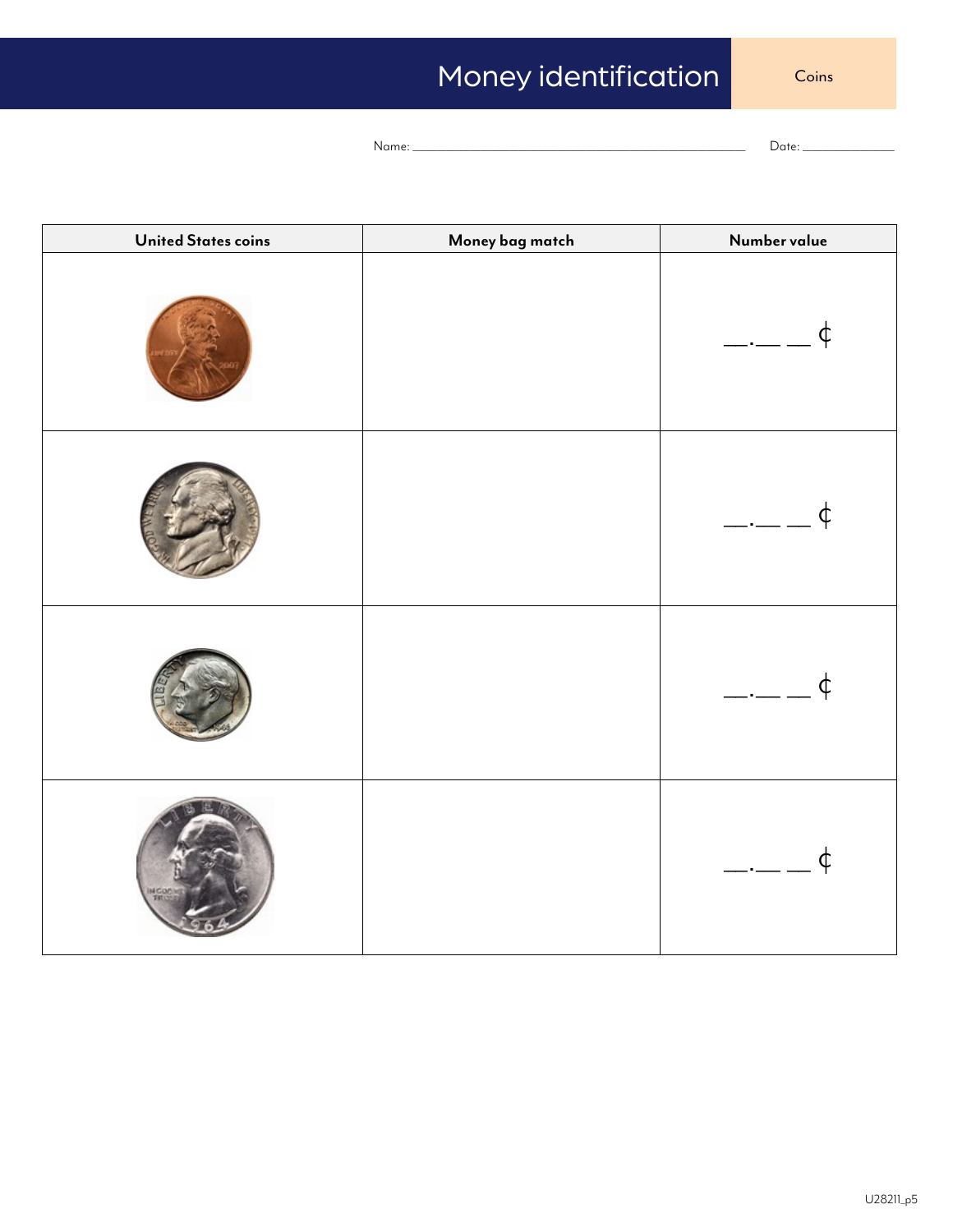# Money identification

Coins

Name: ____________________ Date: __________

| United States coins | Money bag match | Number value |
|---|---|---|
| | | __.__ __ ¢ |
| | | __.__ __ ¢ |
| | | __.__ __ ¢ |
| | | __.__ __ ¢ |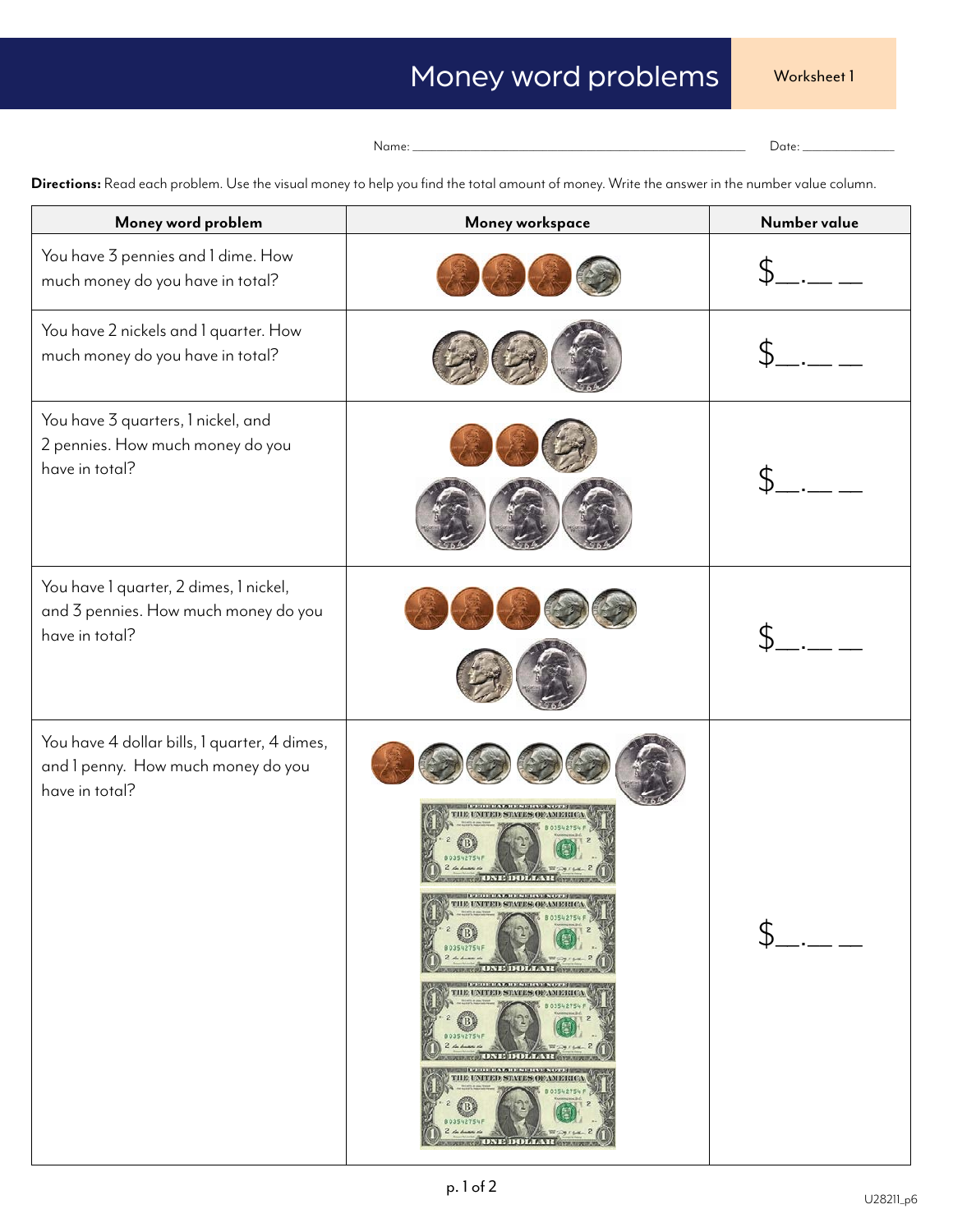# Money word problems

Worksheet 1

Name: ______________________ Date: __________

**Directions:** Read each problem. Use the visual money to help you find the total amount of money. Write the answer in the number value column.

| Money word problem | Money workspace | Number value |
|---|---|---|
| You have 3 pennies and 1 dime. How much money do you have in total? | | $__.__ __ |
| You have 2 nickels and 1 quarter. How much money do you have in total? | | $__.__ __ |
| You have 3 quarters, 1 nickel, and 2 pennies. How much money do you have in total? | | $__.__ __ |
| You have 1 quarter, 2 dimes, 1 nickel, and 3 pennies. How much money do you have in total? | | $__.__ __ |
| You have 4 dollar bills, 1 quarter, 4 dimes, and 1 penny. How much money do you have in total? | | $__.__ __ |

U28211_p6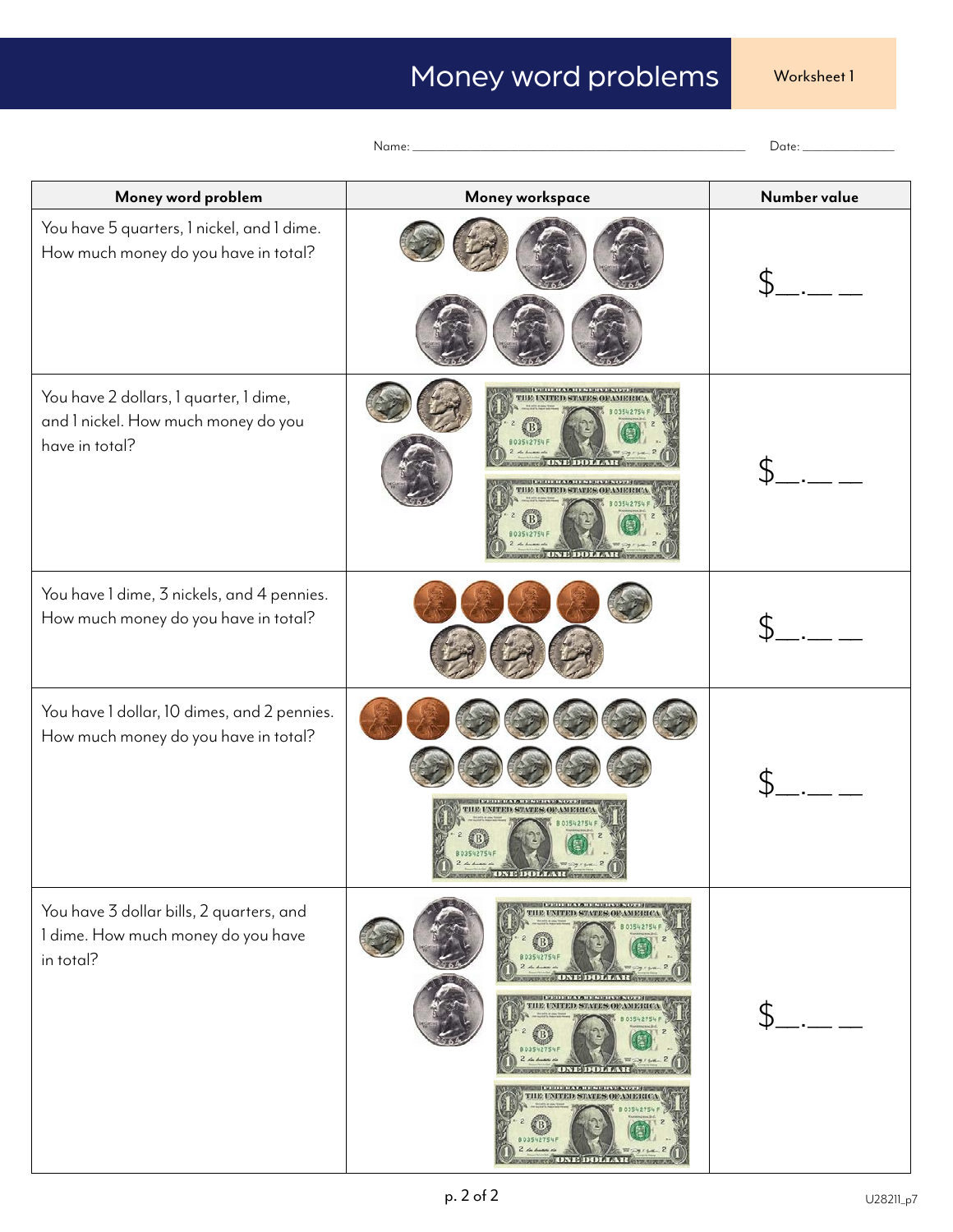# Money word problems

Worksheet 1

Name: ______________________ Date: __________

| Money word problem | Money workspace | Number value |
|---|---|---|
| You have 5 quarters, 1 nickel, and 1 dime. How much money do you have in total? | | $__.__ __ |
| You have 2 dollars, 1 quarter, 1 dime, and 1 nickel. How much money do you have in total? | | $__.__ __ |
| You have 1 dime, 3 nickels, and 4 pennies. How much money do you have in total? | | $__.__ __ |
| You have 1 dollar, 10 dimes, and 2 pennies. How much money do you have in total? | | $__.__ __ |
| You have 3 dollar bills, 2 quarters, and 1 dime. How much money do you have in total? | | $__.__ __ |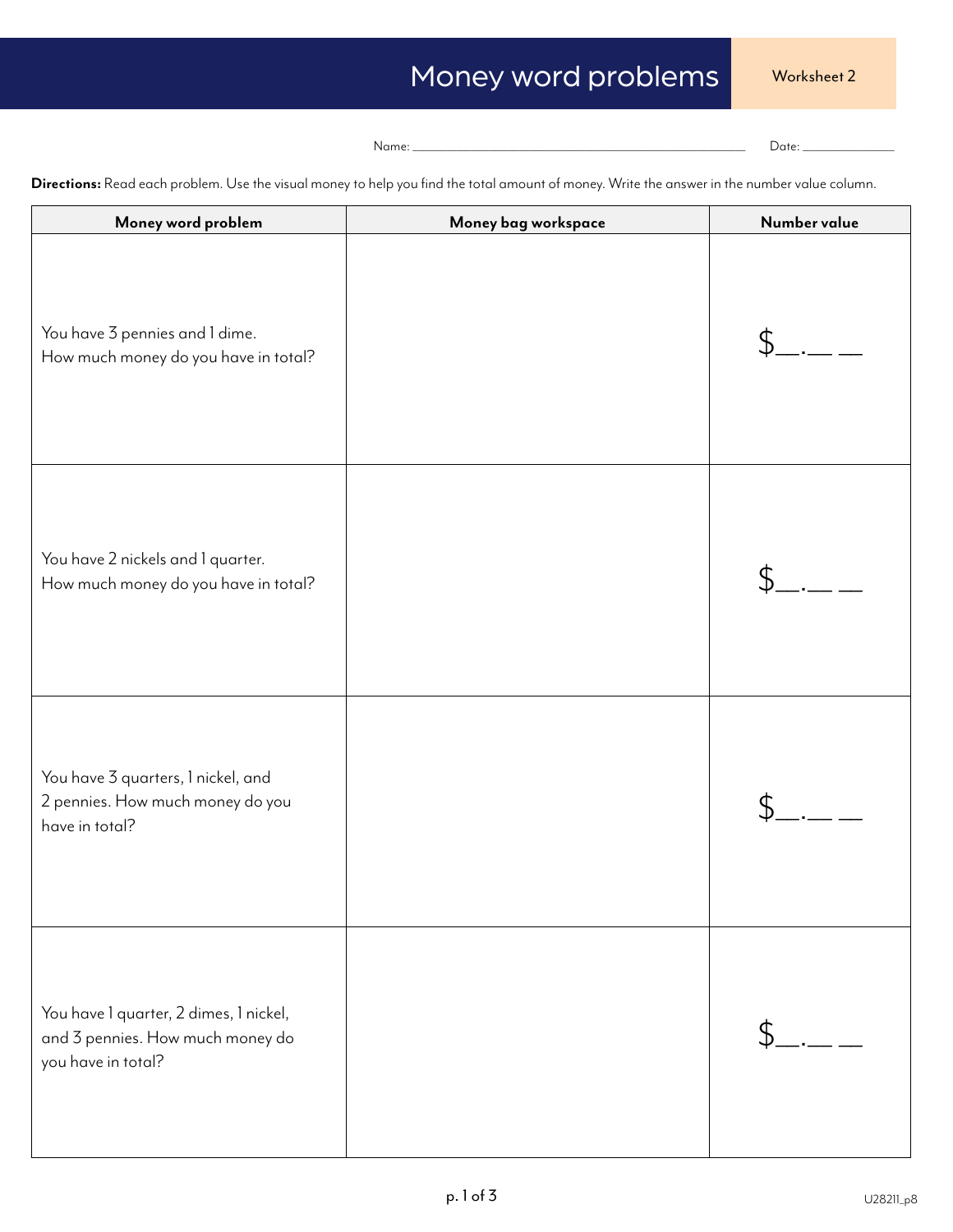# Money word problems

Worksheet 2

Name: ______________________ Date: ____________

**Directions:** Read each problem. Use the visual money to help you find the total amount of money. Write the answer in the number value column.

| Money word problem | Money bag workspace | Number value |
|---|---|---|
| You have 3 pennies and 1 dime. How much money do you have in total? | | $__.__ __ |
| You have 2 nickels and 1 quarter. How much money do you have in total? | | $__.__ __ |
| You have 3 quarters, 1 nickel, and 2 pennies. How much money do you have in total? | | $__.__ __ |
| You have 1 quarter, 2 dimes, 1 nickel, and 3 pennies. How much money do you have in total? | | $__.__ __ |

U28211_p8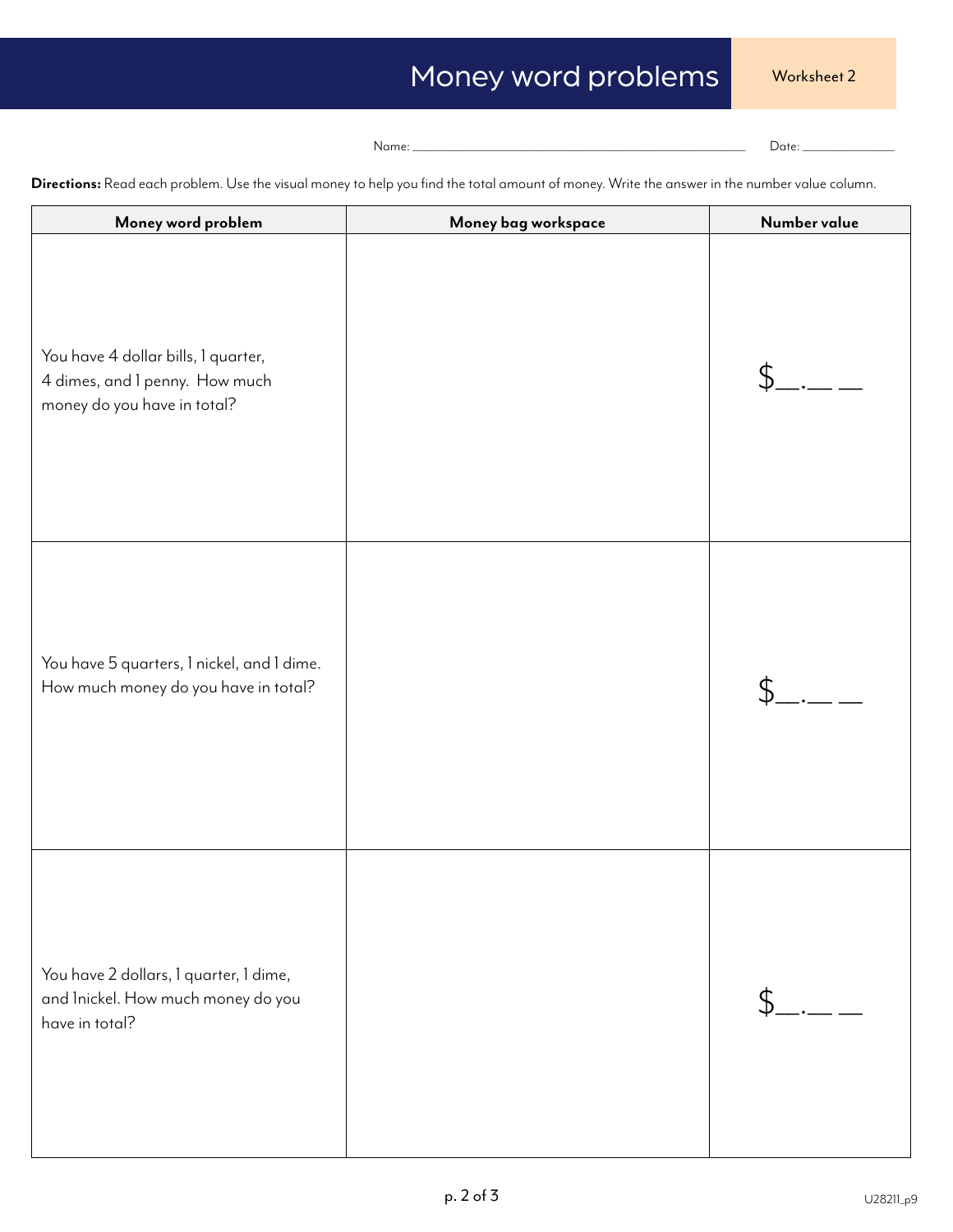# Money word problems

Worksheet 2

Name: ______________________________ Date: ______________

**Directions:** Read each problem. Use the visual money to help you find the total amount of money. Write the answer in the number value column.

| Money word problem | Money bag workspace | Number value |
|---|---|---|
| You have 4 dollar bills, 1 quarter, 4 dimes, and 1 penny. How much money do you have in total? | | $__.__ __ |
| You have 5 quarters, 1 nickel, and 1 dime. How much money do you have in total? | | $__.__ __ |
| You have 2 dollars, 1 quarter, 1 dime, and 1nickel. How much money do you have in total? | | $__.__ __ |

U28211_p9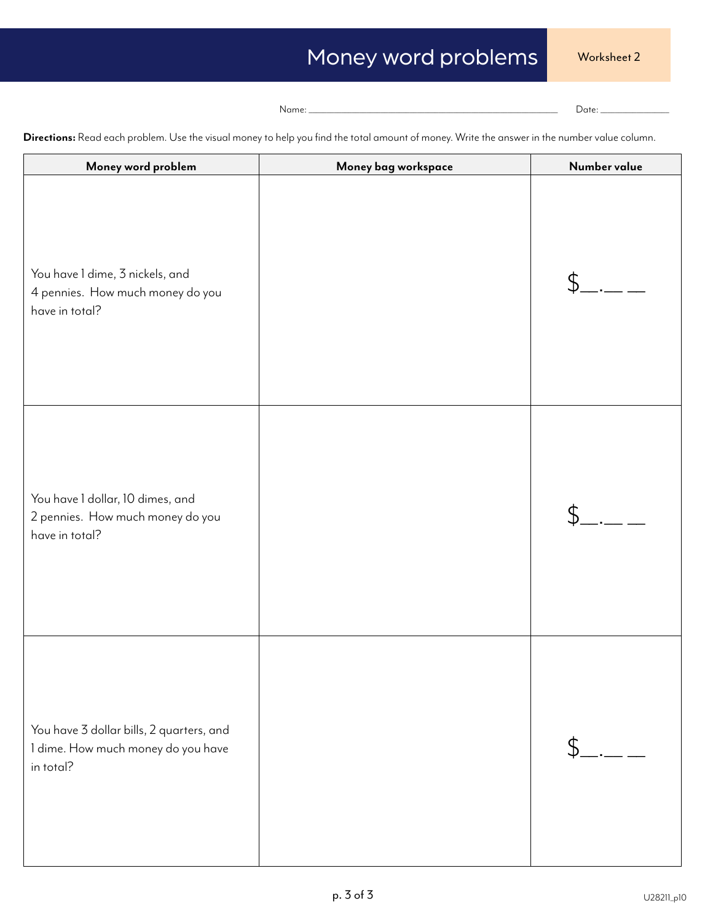# Money word problems

Worksheet 2

Name: ___________________________ Date: _____________

**Directions:** Read each problem. Use the visual money to help you find the total amount of money. Write the answer in the number value column.

| Money word problem | Money bag workspace | Number value |
|---|---|---|
| You have 1 dime, 3 nickels, and 4 pennies. How much money do you have in total? | | $__.__ __ |
| You have 1 dollar, 10 dimes, and 2 pennies. How much money do you have in total? | | $__.__ __ |
| You have 3 dollar bills, 2 quarters, and 1 dime. How much money do you have in total? | | $__.__ __ |

U28211_p10